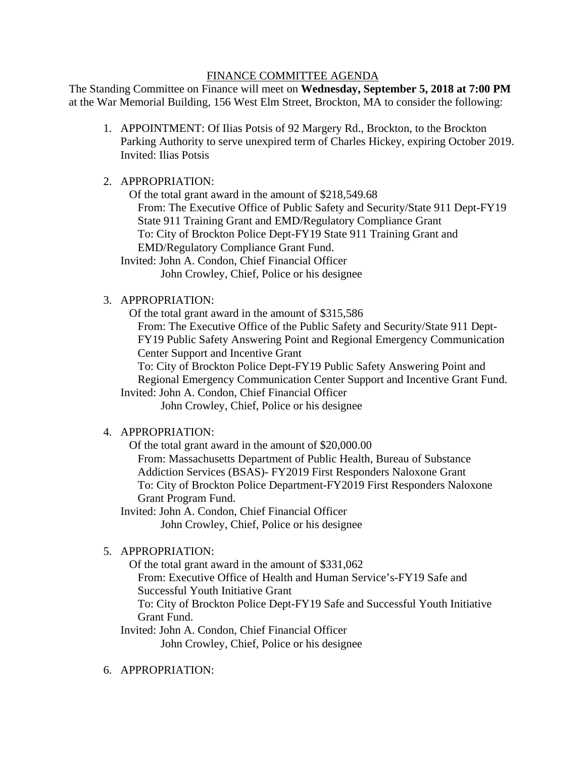<u>FINANCE COMMITTEE AGENDA</u>

The Standing Committee on Finance will meet on **Wednesday, September 5, 2018 at 7:00 PM** at the War Memorial Building, 156 West Elm Street, Brockton, MA to consider the following:

1. APPOINTMENT: Of Ilias Potsis of 92 Margery Rd., Brockton, to the Brockton Parking Authority to serve unexpired term of Charles Hickey, expiring October 2019.
   Invited: Ilias Potsis

2. APPROPRIATION:
   Of the total grant award in the amount of $218,549.68
   From: The Executive Office of Public Safety and Security/State 911 Dept-FY19 State 911 Training Grant and EMD/Regulatory Compliance Grant
   To: City of Brockton Police Dept-FY19 State 911 Training Grant and EMD/Regulatory Compliance Grant Fund.
   Invited: John A. Condon, Chief Financial Officer
   John Crowley, Chief, Police or his designee

3. APPROPRIATION:
   Of the total grant award in the amount of $315,586
   From: The Executive Office of the Public Safety and Security/State 911 Dept-FY19 Public Safety Answering Point and Regional Emergency Communication Center Support and Incentive Grant
   To: City of Brockton Police Dept-FY19 Public Safety Answering Point and Regional Emergency Communication Center Support and Incentive Grant Fund.
   Invited: John A. Condon, Chief Financial Officer
   John Crowley, Chief, Police or his designee

4. APPROPRIATION:
   Of the total grant award in the amount of $20,000.00
   From: Massachusetts Department of Public Health, Bureau of Substance Addiction Services (BSAS)- FY2019 First Responders Naloxone Grant
   To: City of Brockton Police Department-FY2019 First Responders Naloxone Grant Program Fund.
   Invited: John A. Condon, Chief Financial Officer
   John Crowley, Chief, Police or his designee

5. APPROPRIATION:
   Of the total grant award in the amount of $331,062
   From: Executive Office of Health and Human Service's-FY19 Safe and Successful Youth Initiative Grant
   To: City of Brockton Police Dept-FY19 Safe and Successful Youth Initiative Grant Fund.
   Invited: John A. Condon, Chief Financial Officer
   John Crowley, Chief, Police or his designee

6. APPROPRIATION: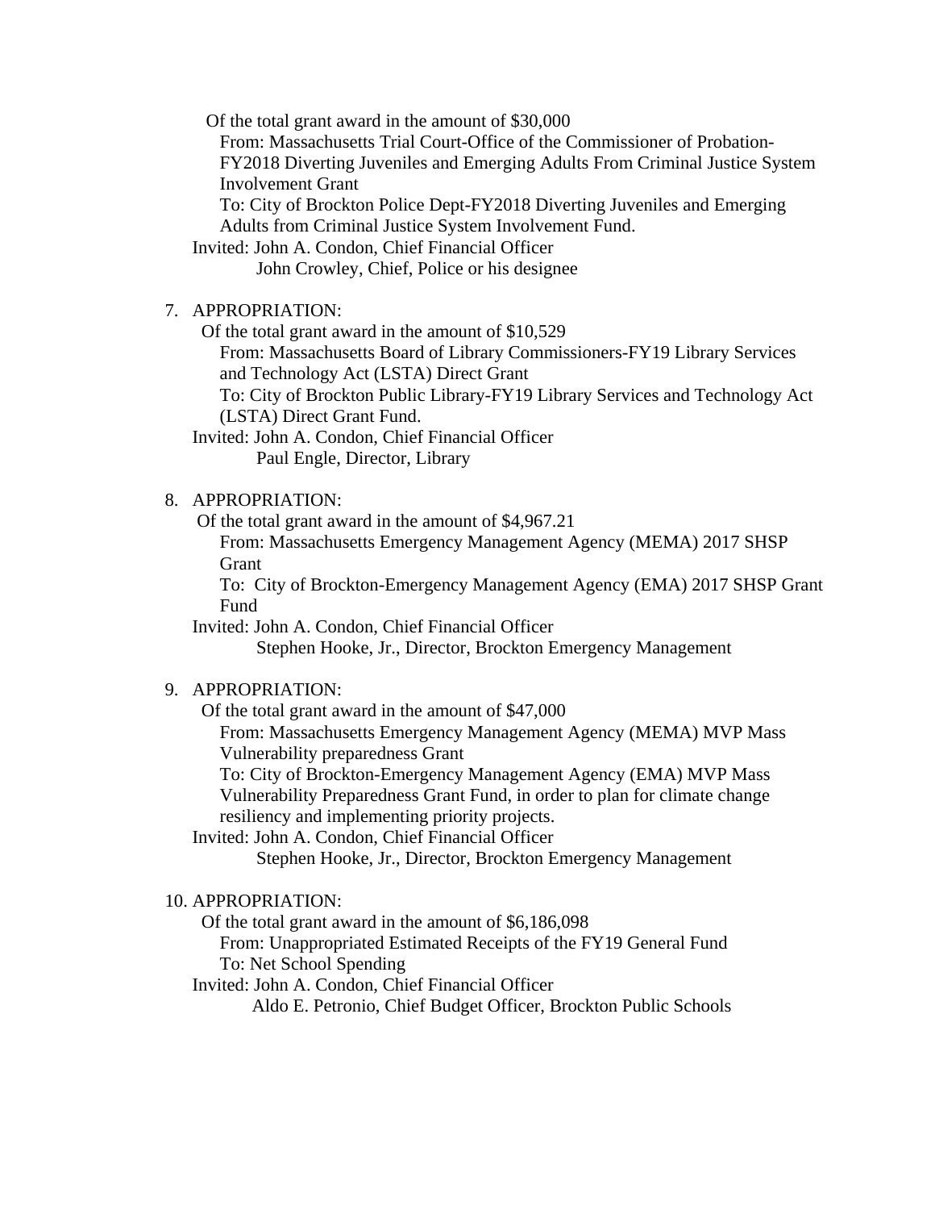Of the total grant award in the amount of $30,000

From: Massachusetts Trial Court-Office of the Commissioner of Probation-FY2018 Diverting Juveniles and Emerging Adults From Criminal Justice System Involvement Grant

To: City of Brockton Police Dept-FY2018 Diverting Juveniles and Emerging Adults from Criminal Justice System Involvement Fund.

Invited: John A. Condon, Chief Financial Officer
John Crowley, Chief, Police or his designee

7. APPROPRIATION:

Of the total grant award in the amount of $10,529

From: Massachusetts Board of Library Commissioners-FY19 Library Services and Technology Act (LSTA) Direct Grant

To: City of Brockton Public Library-FY19 Library Services and Technology Act (LSTA) Direct Grant Fund.

Invited: John A. Condon, Chief Financial Officer
Paul Engle, Director, Library

8. APPROPRIATION:

Of the total grant award in the amount of $4,967.21

From: Massachusetts Emergency Management Agency (MEMA) 2017 SHSP Grant

To: City of Brockton-Emergency Management Agency (EMA) 2017 SHSP Grant Fund

Invited: John A. Condon, Chief Financial Officer
Stephen Hooke, Jr., Director, Brockton Emergency Management

9. APPROPRIATION:

Of the total grant award in the amount of $47,000

From: Massachusetts Emergency Management Agency (MEMA) MVP Mass Vulnerability preparedness Grant

To: City of Brockton-Emergency Management Agency (EMA) MVP Mass Vulnerability Preparedness Grant Fund, in order to plan for climate change resiliency and implementing priority projects.

Invited: John A. Condon, Chief Financial Officer
Stephen Hooke, Jr., Director, Brockton Emergency Management

10. APPROPRIATION:

Of the total grant award in the amount of $6,186,098

From: Unappropriated Estimated Receipts of the FY19 General Fund

To: Net School Spending

Invited: John A. Condon, Chief Financial Officer
Aldo E. Petronio, Chief Budget Officer, Brockton Public Schools